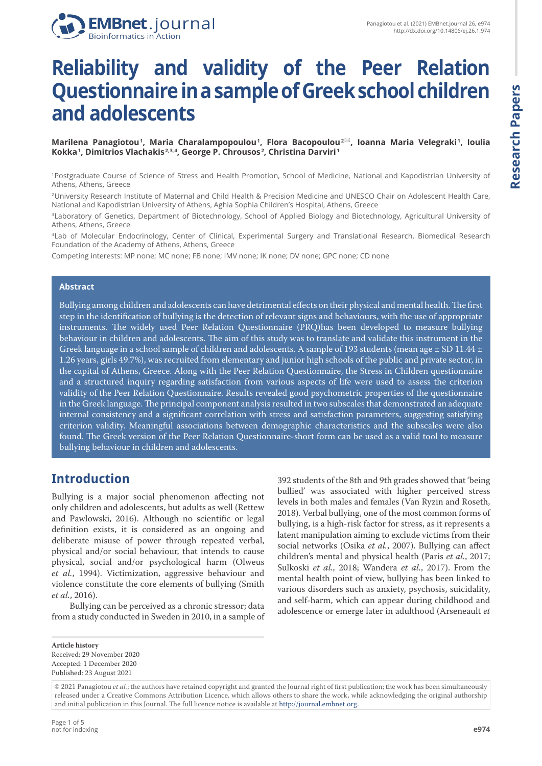# Reliability and validity of the Peer Relation Questionnaire in a sample of Greek school children and adolescents

**Marilena Panagiotou[1], Maria Charalampopoulou[1], Flora Bacopoulou[2]✉, Ioanna Maria Velegraki[1], Ioulia Kokka[1], Dimitrios Vlachakis[2,3,4], George P. Chrousos[2], Christina Darviri[1]**

[1]Postgraduate Course of Science of Stress and Health Promotion, School of Medicine, National and Kapodistrian University of Athens, Athens, Greece

[2]University Research Institute of Maternal and Child Health & Precision Medicine and UNESCO Chair on Adolescent Health Care, National and Kapodistrian University of Athens, Aghia Sophia Children's Hospital, Athens, Greece

[3]Laboratory of Genetics, Department of Biotechnology, School of Applied Biology and Biotechnology, Agricultural University of Athens, Athens, Greece

[4]Lab of Molecular Endocrinology, Center of Clinical, Experimental Surgery and Translational Research, Biomedical Research Foundation of the Academy of Athens, Athens, Greece

Competing interests: MP none; MC none; FB none; IMV none; IK none; DV none; GPC none; CD none

## Abstract

Bullying among children and adolescents can have detrimental effects on their physical and mental health. The first step in the identification of bullying is the detection of relevant signs and behaviours, with the use of appropriate instruments. The widely used Peer Relation Questionnaire (PRQ)has been developed to measure bullying behaviour in children and adolescents. The aim of this study was to translate and validate this instrument in the Greek language in a school sample of children and adolescents. A sample of 193 students (mean age ± SD 11.44 ± 1.26 years, girls 49.7%), was recruited from elementary and junior high schools of the public and private sector, in the capital of Athens, Greece. Along with the Peer Relation Questionnaire, the Stress in Children questionnaire and a structured inquiry regarding satisfaction from various aspects of life were used to assess the criterion validity of the Peer Relation Questionnaire. Results revealed good psychometric properties of the questionnaire in the Greek language. The principal component analysis resulted in two subscales that demonstrated an adequate internal consistency and a significant correlation with stress and satisfaction parameters, suggesting satisfying criterion validity. Meaningful associations between demographic characteristics and the subscales were also found. The Greek version of the Peer Relation Questionnaire-short form can be used as a valid tool to measure bullying behaviour in children and adolescents.

## Introduction

Bullying is a major social phenomenon affecting not only children and adolescents, but adults as well (Rettew and Pawlowski, 2016). Although no scientific or legal definition exists, it is considered as an ongoing and deliberate misuse of power through repeated verbal, physical and/or social behaviour, that intends to cause physical, social and/or psychological harm (Olweus *et al.*, 1994). Victimization, aggressive behaviour and violence constitute the core elements of bullying (Smith *et al.*, 2016).

Bullying can be perceived as a chronic stressor; data from a study conducted in Sweden in 2010, in a sample of 392 students of the 8th and 9th grades showed that 'being bullied' was associated with higher perceived stress levels in both males and females (Van Ryzin and Roseth, 2018). Verbal bullying, one of the most common forms of bullying, is a high-risk factor for stress, as it represents a latent manipulation aiming to exclude victims from their social networks (Osika *et al.*, 2007). Bullying can affect children's mental and physical health (Paris *et al.*, 2017; Sulkoski *et al.*, 2018; Wandera *et al.*, 2017). From the mental health point of view, bullying has been linked to various disorders such as anxiety, psychosis, suicidality, and self-harm, which can appear during childhood and adolescence or emerge later in adulthood (Arseneault *et*

**Article history**
Received: 29 November 2020
Accepted: 1 December 2020
Published: 23 August 2021

© 2021 Panagiotou *et al.*; the authors have retained copyright and granted the Journal right of first publication; the work has been simultaneously released under a Creative Commons Attribution Licence, which allows others to share the work, while acknowledging the original authorship and initial publication in this Journal. The full licence notice is available at http://journal.embnet.org.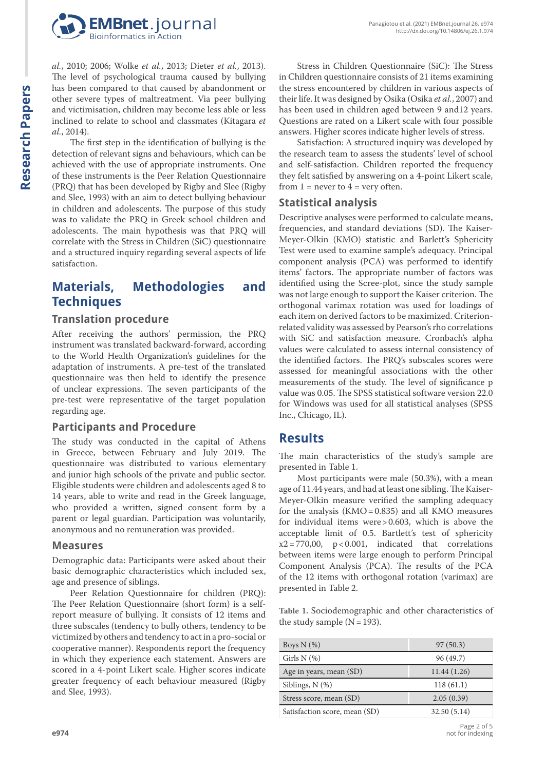*al.*, 2010; 2006; Wolke *et al.*, 2013; Dieter *et al.*, 2013). The level of psychological trauma caused by bullying has been compared to that caused by abandonment or other severe types of maltreatment. Via peer bullying and victimisation, children may become less able or less inclined to relate to school and classmates (Kitagara *et al.*, 2014).

The first step in the identification of bullying is the detection of relevant signs and behaviours, which can be achieved with the use of appropriate instruments. One of these instruments is the Peer Relation Questionnaire (PRQ) that has been developed by Rigby and Slee (Rigby and Slee, 1993) with an aim to detect bullying behaviour in children and adolescents. The purpose of this study was to validate the PRQ in Greek school children and adolescents. The main hypothesis was that PRQ will correlate with the Stress in Children (SiC) questionnaire and a structured inquiry regarding several aspects of life satisfaction.

## Materials, Methodologies and Techniques

### Translation procedure

After receiving the authors' permission, the PRQ instrument was translated backward-forward, according to the World Health Organization's guidelines for the adaptation of instruments. A pre-test of the translated questionnaire was then held to identify the presence of unclear expressions. The seven participants of the pre-test were representative of the target population regarding age.

### Participants and Procedure

The study was conducted in the capital of Athens in Greece, between February and July 2019. The questionnaire was distributed to various elementary and junior high schools of the private and public sector. Eligible students were children and adolescents aged 8 to 14 years, able to write and read in the Greek language, who provided a written, signed consent form by a parent or legal guardian. Participation was voluntarily, anonymous and no remuneration was provided.

### Measures

Demographic data: Participants were asked about their basic demographic characteristics which included sex, age and presence of siblings.

Peer Relation Questionnaire for children (PRQ): The Peer Relation Questionnaire (short form) is a self-report measure of bullying. It consists of 12 items and three subscales (tendency to bully others, tendency to be victimized by others and tendency to act in a pro-social or cooperative manner). Respondents report the frequency in which they experience each statement. Answers are scored in a 4-point Likert scale. Higher scores indicate greater frequency of each behaviour measured (Rigby and Slee, 1993).

Stress in Children Questionnaire (SiC): The Stress in Children questionnaire consists of 21 items examining the stress encountered by children in various aspects of their life. It was designed by Osika (Osika *et al.*, 2007) and has been used in children aged between 9 and12 years. Questions are rated on a Likert scale with four possible answers. Higher scores indicate higher levels of stress.

Satisfaction: A structured inquiry was developed by the research team to assess the students' level of school and self-satisfaction. Children reported the frequency they felt satisfied by answering on a 4-point Likert scale, from 1 = never to 4 = very often.

### Statistical analysis

Descriptive analyses were performed to calculate means, frequencies, and standard deviations (SD). The Kaiser-Meyer-Olkin (KMO) statistic and Barlett's Sphericity Test were used to examine sample's adequacy. Principal component analysis (PCA) was performed to identify items' factors. The appropriate number of factors was identified using the Scree-plot, since the study sample was not large enough to support the Kaiser criterion. The orthogonal varimax rotation was used for loadings of each item on derived factors to be maximized. Criterion-related validity was assessed by Pearson's rho correlations with SiC and satisfaction measure. Cronbach's alpha values were calculated to assess internal consistency of the identified factors. The PRQ's subscales scores were assessed for meaningful associations with the other measurements of the study. The level of significance p value was 0.05. The SPSS statistical software version 22.0 for Windows was used for all statistical analyses (SPSS Inc., Chicago, IL).

## Results

The main characteristics of the study's sample are presented in Table 1.

Most participants were male (50.3%), with a mean age of 11.44 years, and had at least one sibling. The Kaiser-Meyer-Olkin measure verified the sampling adequacy for the analysis (KMO = 0.835) and all KMO measures for individual items were > 0.603, which is above the acceptable limit of 0.5. Bartlett's test of sphericity $x2 = 770{,}00$, $p < 0.001$, indicated that correlations between items were large enough to perform Principal Component Analysis (PCA). The results of the PCA of the 12 items with orthogonal rotation (varimax) are presented in Table 2.

**Table 1.** Sociodemographic and other characteristics of the study sample (N = 193).

| | |
|---|---|
| Boys N (%) | 97 (50.3) |
| Girls N (%) | 96 (49.7) |
| Age in years, mean (SD) | 11.44 (1.26) |
| Siblings, N (%) | 118 (61.1) |
| Stress score, mean (SD) | 2.05 (0.39) |
| Satisfaction score, mean (SD) | 32.50 (5.14) |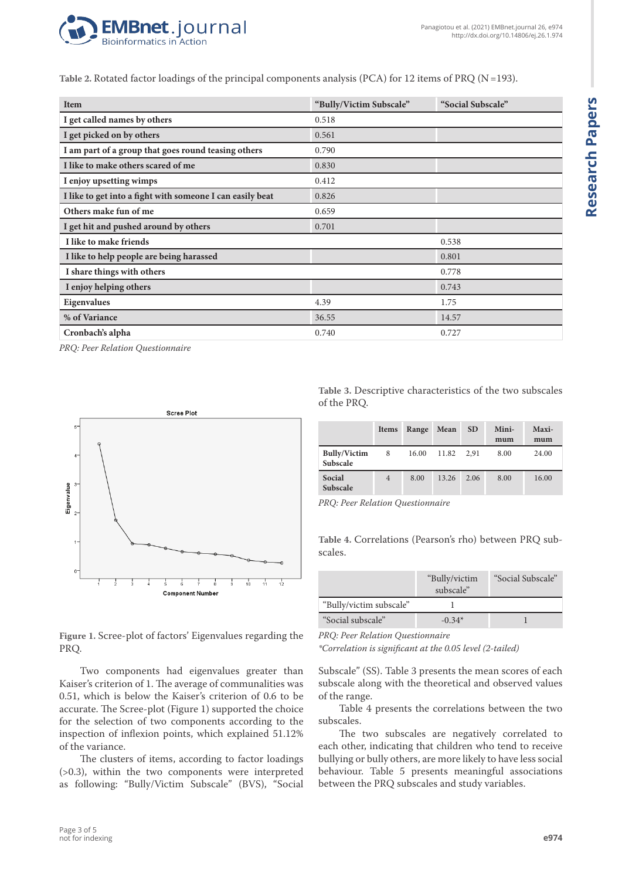**Table 2.** Rotated factor loadings of the principal components analysis (PCA) for 12 items of PRQ (N=193).

| Item | "Bully/Victim Subscale" | "Social Subscale" |
|---|---|---|
| I get called names by others | 0.518 | |
| I get picked on by others | 0.561 | |
| I am part of a group that goes round teasing others | 0.790 | |
| I like to make others scared of me | 0.830 | |
| I enjoy upsetting wimps | 0.412 | |
| I like to get into a fight with someone I can easily beat | 0.826 | |
| Others make fun of me | 0.659 | |
| I get hit and pushed around by others | 0.701 | |
| I like to make friends | | 0.538 |
| I like to help people are being harassed | | 0.801 |
| I share things with others | | 0.778 |
| I enjoy helping others | | 0.743 |
| Eigenvalues | 4.39 | 1.75 |
| % of Variance | 36.55 | 14.57 |
| Cronbach's alpha | 0.740 | 0.727 |

*PRQ: Peer Relation Questionnaire*

**Figure 1.** Scree-plot of factors' Eigenvalues regarding the PRQ.

Two components had eigenvalues greater than Kaiser's criterion of 1. The average of communalities was 0.51, which is below the Kaiser's criterion of 0.6 to be accurate. The Scree-plot (Figure 1) supported the choice for the selection of two components according to the inspection of inflexion points, which explained 51.12% of the variance.

The clusters of items, according to factor loadings (>0.3), within the two components were interpreted as following: "Bully/Victim Subscale" (BVS), "Social Subscale" (SS). Table 3 presents the mean scores of each subscale along with the theoretical and observed values of the range.

Table 4 presents the correlations between the two subscales.

The two subscales are negatively correlated to each other, indicating that children who tend to receive bullying or bully others, are more likely to have less social behaviour. Table 5 presents meaningful associations between the PRQ subscales and study variables.

**Table 3.** Descriptive characteristics of the two subscales of the PRQ.

| | Items | Range | Mean | SD | Minimum | Maximum |
|---|---|---|---|---|---|---|
| Bully/Victim Subscale | 8 | 16.00 | 11.82 | 2,91 | 8.00 | 24.00 |
| Social Subscale | 4 | 8.00 | 13.26 | 2.06 | 8.00 | 16.00 |

*PRQ: Peer Relation Questionnaire*

**Table 4.** Correlations (Pearson's rho) between PRQ subscales.

| | "Bully/victim subscale" | "Social Subscale" |
|---|---|---|
| "Bully/victim subscale" | 1 | |
| "Social subscale" | -0.34* | 1 |

*PRQ: Peer Relation Questionnaire*
*\*Correlation is significant at the 0.05 level (2-tailed)*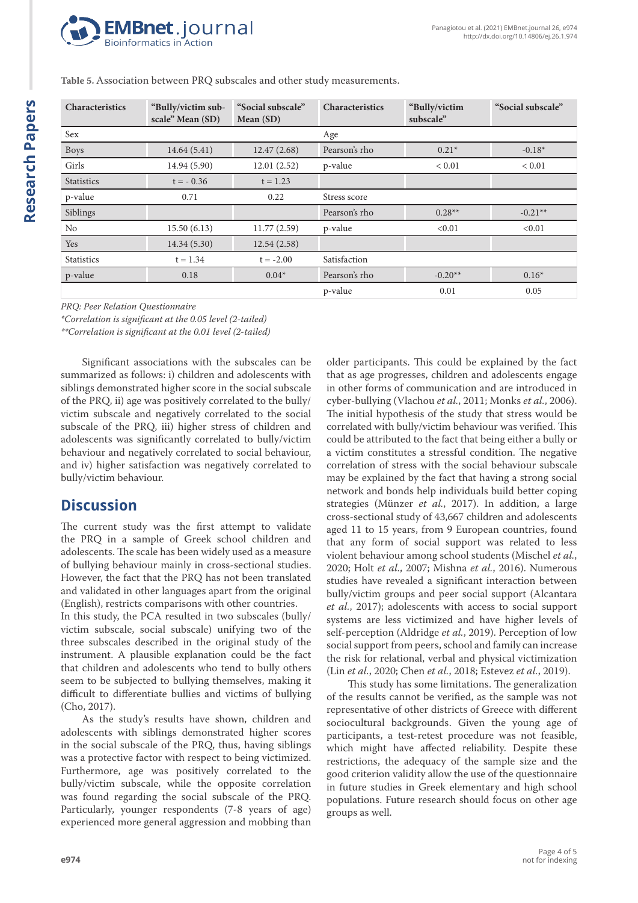**Table 5.** Association between PRQ subscales and other study measurements.

| Characteristics | "Bully/victim subscale" Mean (SD) | "Social subscale" Mean (SD) | Characteristics | "Bully/victim subscale" | "Social subscale" |
|---|---|---|---|---|---|
| Sex | | | Age | | |
| Boys | 14.64 (5.41) | 12.47 (2.68) | Pearson's rho | 0.21* | -0.18* |
| Girls | 14.94 (5.90) | 12.01 (2.52) | p-value | < 0.01 | < 0.01 |
| Statistics | t = - 0.36 | t = 1.23 | | | |
| p-value | 0.71 | 0.22 | Stress score | | |
| Siblings | | | Pearson's rho | 0.28** | -0.21** |
| No | 15.50 (6.13) | 11.77 (2.59) | p-value | <0.01 | <0.01 |
| Yes | 14.34 (5.30) | 12.54 (2.58) | | | |
| Statistics | t = 1.34 | t = -2.00 | Satisfaction | | |
| p-value | 0.18 | 0.04* | Pearson's rho | -0.20** | 0.16* |
| | | | p-value | 0.01 | 0.05 |

*PRQ: Peer Relation Questionnaire*
*\*Correlation is significant at the 0.05 level (2-tailed)*
*\*\*Correlation is significant at the 0.01 level (2-tailed)*

Significant associations with the subscales can be summarized as follows: i) children and adolescents with siblings demonstrated higher score in the social subscale of the PRQ, ii) age was positively correlated to the bully/victim subscale and negatively correlated to the social subscale of the PRQ, iii) higher stress of children and adolescents was significantly correlated to bully/victim behaviour and negatively correlated to social behaviour, and iv) higher satisfaction was negatively correlated to bully/victim behaviour.

## Discussion

The current study was the first attempt to validate the PRQ in a sample of Greek school children and adolescents. The scale has been widely used as a measure of bullying behaviour mainly in cross-sectional studies. However, the fact that the PRQ has not been translated and validated in other languages apart from the original (English), restricts comparisons with other countries.

In this study, the PCA resulted in two subscales (bully/victim subscale, social subscale) unifying two of the three subscales described in the original study of the instrument. A plausible explanation could be the fact that children and adolescents who tend to bully others seem to be subjected to bullying themselves, making it difficult to differentiate bullies and victims of bullying (Cho, 2017).

As the study's results have shown, children and adolescents with siblings demonstrated higher scores in the social subscale of the PRQ, thus, having siblings was a protective factor with respect to being victimized. Furthermore, age was positively correlated to the bully/victim subscale, while the opposite correlation was found regarding the social subscale of the PRQ. Particularly, younger respondents (7-8 years of age) experienced more general aggression and mobbing than older participants. This could be explained by the fact that as age progresses, children and adolescents engage in other forms of communication and are introduced in cyber-bullying (Vlachou *et al.*, 2011; Monks *et al.*, 2006). The initial hypothesis of the study that stress would be correlated with bully/victim behaviour was verified. This could be attributed to the fact that being either a bully or a victim constitutes a stressful condition. The negative correlation of stress with the social behaviour subscale may be explained by the fact that having a strong social network and bonds help individuals build better coping strategies (Münzer *et al.*, 2017). In addition, a large cross-sectional study of 43,667 children and adolescents aged 11 to 15 years, from 9 European countries, found that any form of social support was related to less violent behaviour among school students (Mischel *et al.*, 2020; Holt *et al.*, 2007; Mishna *et al.*, 2016). Numerous studies have revealed a significant interaction between bully/victim groups and peer social support (Alcantara *et al.*, 2017); adolescents with access to social support systems are less victimized and have higher levels of self-perception (Aldridge *et al.*, 2019). Perception of low social support from peers, school and family can increase the risk for relational, verbal and physical victimization (Lin *et al.*, 2020; Chen *et al.*, 2018; Estevez *et al.*, 2019).

This study has some limitations. The generalization of the results cannot be verified, as the sample was not representative of other districts of Greece with different sociocultural backgrounds. Given the young age of participants, a test-retest procedure was not feasible, which might have affected reliability. Despite these restrictions, the adequacy of the sample size and the good criterion validity allow the use of the questionnaire in future studies in Greek elementary and high school populations. Future research should focus on other age groups as well.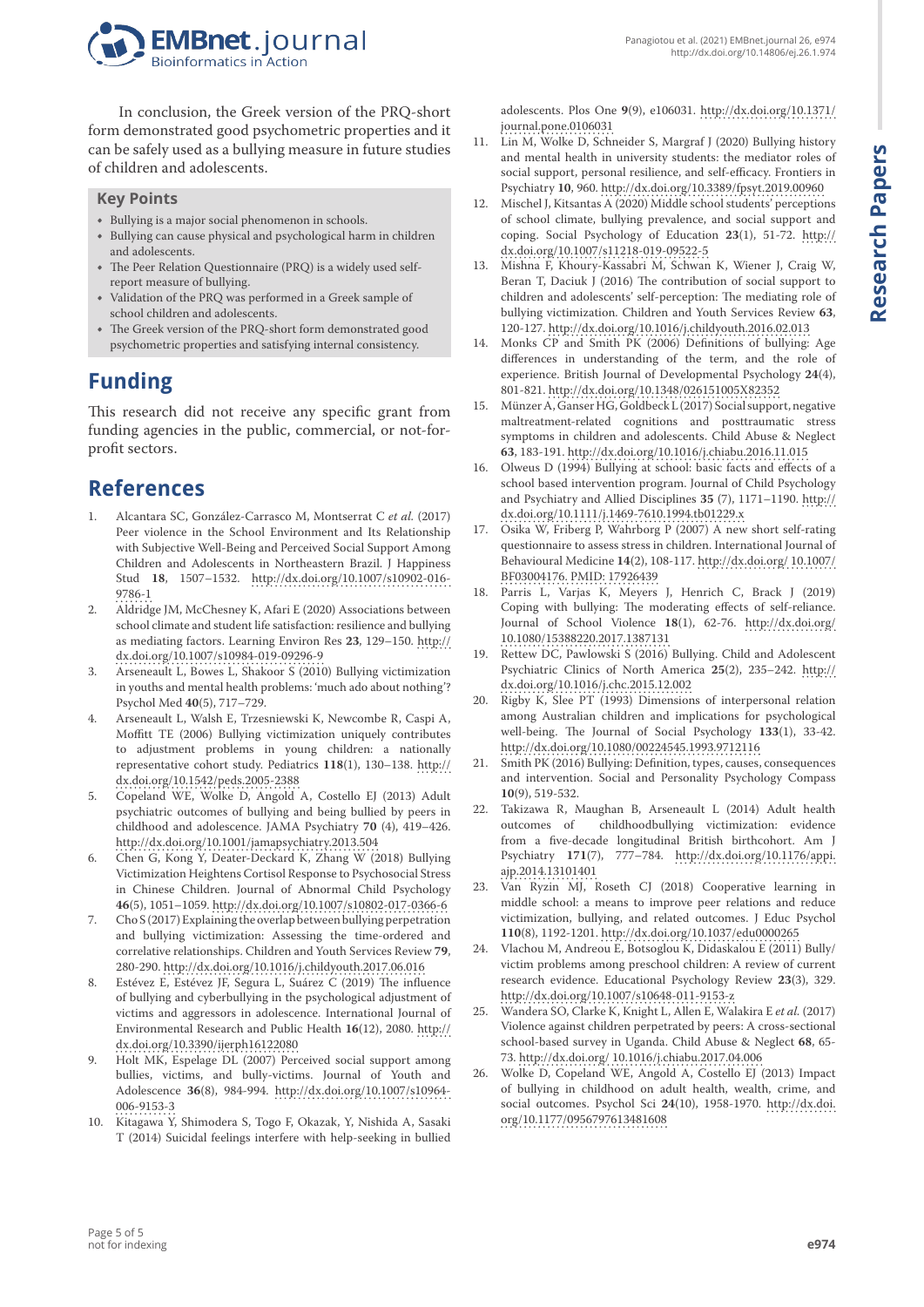In conclusion, the Greek version of the PRQ-short form demonstrated good psychometric properties and it can be safely used as a bullying measure in future studies of children and adolescents.

### Key Points

- Bullying is a major social phenomenon in schools.
- Bullying can cause physical and psychological harm in children and adolescents.
- The Peer Relation Questionnaire (PRQ) is a widely used self-report measure of bullying.
- Validation of the PRQ was performed in a Greek sample of school children and adolescents.
- The Greek version of the PRQ-short form demonstrated good psychometric properties and satisfying internal consistency.

## Funding

This research did not receive any specific grant from funding agencies in the public, commercial, or not-for-profit sectors.

## References

1. Alcantara SC, González-Carrasco M, Montserrat C *et al.* (2017) Peer violence in the School Environment and Its Relationship with Subjective Well-Being and Perceived Social Support Among Children and Adolescents in Northeastern Brazil. J Happiness Stud **18**, 1507–1532. http://dx.doi.org/10.1007/s10902-016-9786-1
2. Aldridge JM, McChesney K, Afari E (2020) Associations between school climate and student life satisfaction: resilience and bullying as mediating factors. Learning Environ Res **23**, 129–150. http://dx.doi.org/10.1007/s10984-019-09296-9
3. Arseneault L, Bowes L, Shakoor S (2010) Bullying victimization in youths and mental health problems: 'much ado about nothing'? Psychol Med **40**(5), 717–729.
4. Arseneault L, Walsh E, Trzesniewski K, Newcombe R, Caspi A, Moffitt TE (2006) Bullying victimization uniquely contributes to adjustment problems in young children: a nationally representative cohort study. Pediatrics **118**(1), 130–138. http://dx.doi.org/10.1542/peds.2005-2388
5. Copeland WE, Wolke D, Angold A, Costello EJ (2013) Adult psychiatric outcomes of bullying and being bullied by peers in childhood and adolescence. JAMA Psychiatry **70** (4), 419–426. http://dx.doi.org/10.1001/jamapsychiatry.2013.504
6. Chen G, Kong Y, Deater-Deckard K, Zhang W (2018) Bullying Victimization Heightens Cortisol Response to Psychosocial Stress in Chinese Children. Journal of Abnormal Child Psychology **46**(5), 1051–1059. http://dx.doi.org/10.1007/s10802-017-0366-6
7. Cho S (2017) Explaining the overlap between bullying perpetration and bullying victimization: Assessing the time-ordered and correlative relationships. Children and Youth Services Review **79**, 280-290. http://dx.doi.org/10.1016/j.childyouth.2017.06.016
8. Estévez E, Estévez JF, Segura L, Suárez C (2019) The influence of bullying and cyberbullying in the psychological adjustment of victims and aggressors in adolescence. International Journal of Environmental Research and Public Health **16**(12), 2080. http://dx.doi.org/10.3390/ijerph16122080
9. Holt MK, Espelage DL (2007) Perceived social support among bullies, victims, and bully-victims. Journal of Youth and Adolescence **36**(8), 984-994. http://dx.doi.org/10.1007/s10964-006-9153-3
10. Kitagawa Y, Shimodera S, Togo F, Okazak, Y, Nishida A, Sasaki T (2014) Suicidal feelings interfere with help-seeking in bullied adolescents. Plos One **9**(9), e106031. http://dx.doi.org/10.1371/journal.pone.0106031
11. Lin M, Wolke D, Schneider S, Margraf J (2020) Bullying history and mental health in university students: the mediator roles of social support, personal resilience, and self-efficacy. Frontiers in Psychiatry **10**, 960. http://dx.doi.org/10.3389/fpsyt.2019.00960
12. Mischel J, Kitsantas A (2020) Middle school students' perceptions of school climate, bullying prevalence, and social support and coping. Social Psychology of Education **23**(1), 51-72. http://dx.doi.org/10.1007/s11218-019-09522-5
13. Mishna F, Khoury-Kassabri M, Schwan K, Wiener J, Craig W, Beran T, Daciuk J (2016) The contribution of social support to children and adolescents' self-perception: The mediating role of bullying victimization. Children and Youth Services Review **63**, 120-127. http://dx.doi.org/10.1016/j.childyouth.2016.02.013
14. Monks CP and Smith PK (2006) Definitions of bullying: Age differences in understanding of the term, and the role of experience. British Journal of Developmental Psychology **24**(4), 801-821. http://dx.doi.org/10.1348/026151005X82352
15. Münzer A, Ganser HG, Goldbeck L (2017) Social support, negative maltreatment-related cognitions and posttraumatic stress symptoms in children and adolescents. Child Abuse & Neglect **63**, 183-191. http://dx.doi.org/10.1016/j.chiabu.2016.11.015
16. Olweus D (1994) Bullying at school: basic facts and effects of a school based intervention program. Journal of Child Psychology and Psychiatry and Allied Disciplines **35** (7), 1171–1190. http://dx.doi.org/10.1111/j.1469-7610.1994.tb01229.x
17. Osika W, Friberg P, Wahrborg P (2007) A new short self-rating questionnaire to assess stress in children. International Journal of Behavioural Medicine **14**(2), 108-117. http://dx.doi.org/ 10.1007/BF03004176. PMID: 17926439
18. Parris L, Varjas K, Meyers J, Henrich C, Brack J (2019) Coping with bullying: The moderating effects of self-reliance. Journal of School Violence **18**(1), 62-76. http://dx.doi.org/10.1080/15388220.2017.1387131
19. Rettew DC, Pawlowski S (2016) Bullying. Child and Adolescent Psychiatric Clinics of North America **25**(2), 235–242. http://dx.doi.org/10.1016/j.chc.2015.12.002
20. Rigby K, Slee PT (1993) Dimensions of interpersonal relation among Australian children and implications for psychological well-being. The Journal of Social Psychology **133**(1), 33-42. http://dx.doi.org/10.1080/00224545.1993.9712116
21. Smith PK (2016) Bullying: Definition, types, causes, consequences and intervention. Social and Personality Psychology Compass **10**(9), 519-532.
22. Takizawa R, Maughan B, Arseneault L (2014) Adult health outcomes of childhoodbullying victimization: evidence from a five-decade longitudinal British birthcohort. Am J Psychiatry **171**(7), 777–784. http://dx.doi.org/10.1176/appi.ajp.2014.13101401
23. Van Ryzin MJ, Roseth CJ (2018) Cooperative learning in middle school: a means to improve peer relations and reduce victimization, bullying, and related outcomes. J Educ Psychol **110**(8), 1192-1201. http://dx.doi.org/10.1037/edu0000265
24. Vlachou M, Andreou E, Botsoglou K, Didaskalou E (2011) Bully/victim problems among preschool children: A review of current research evidence. Educational Psychology Review **23**(3), 329. http://dx.doi.org/10.1007/s10648-011-9153-z
25. Wandera SO, Clarke K, Knight L, Allen E, Walakira E *et al.* (2017) Violence against children perpetrated by peers: A cross-sectional school-based survey in Uganda. Child Abuse & Neglect **68**, 65-73. http://dx.doi.org/ 10.1016/j.chiabu.2017.04.006
26. Wolke D, Copeland WE, Angold A, Costello EJ (2013) Impact of bullying in childhood on adult health, wealth, crime, and social outcomes. Psychol Sci **24**(10), 1958-1970. http://dx.doi.org/10.1177/0956797613481608